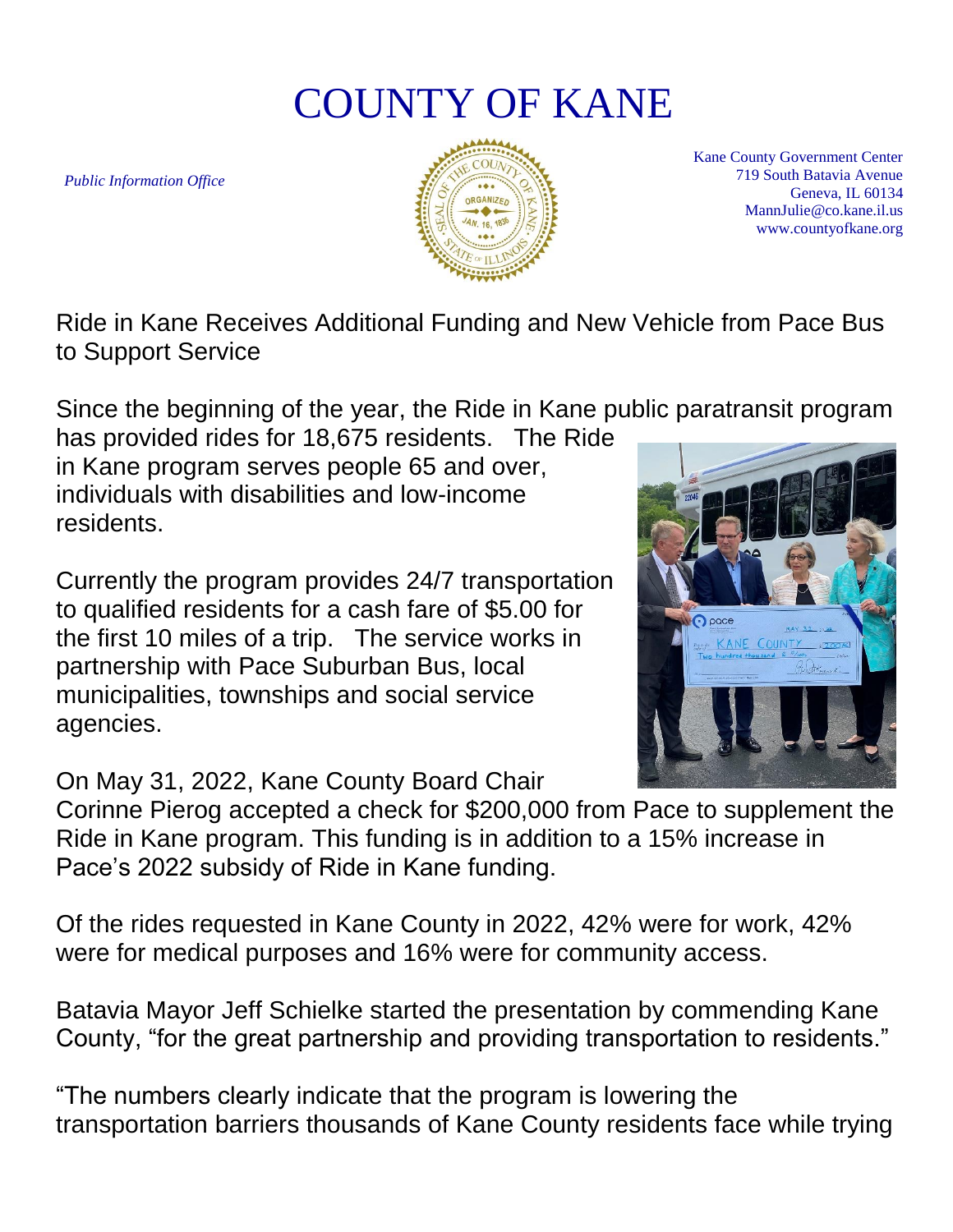# COUNTY OF KANE

*Public Information Office*

Kane County Government Center
719 South Batavia Avenue
Geneva, IL 60134
MannJulie@co.kane.il.us
www.countyofkane.org

Ride in Kane Receives Additional Funding and New Vehicle from Pace Bus to Support Service

Since the beginning of the year, the Ride in Kane public paratransit program has provided rides for 18,675 residents. The Ride in Kane program serves people 65 and over, individuals with disabilities and low-income residents.

Currently the program provides 24/7 transportation to qualified residents for a cash fare of $5.00 for the first 10 miles of a trip. The service works in partnership with Pace Suburban Bus, local municipalities, townships and social service agencies.

On May 31, 2022, Kane County Board Chair Corinne Pierog accepted a check for $200,000 from Pace to supplement the Ride in Kane program. This funding is in addition to a 15% increase in Pace's 2022 subsidy of Ride in Kane funding.

Of the rides requested in Kane County in 2022, 42% were for work, 42% were for medical purposes and 16% were for community access.

Batavia Mayor Jeff Schielke started the presentation by commending Kane County, "for the great partnership and providing transportation to residents."

"The numbers clearly indicate that the program is lowering the transportation barriers thousands of Kane County residents face while trying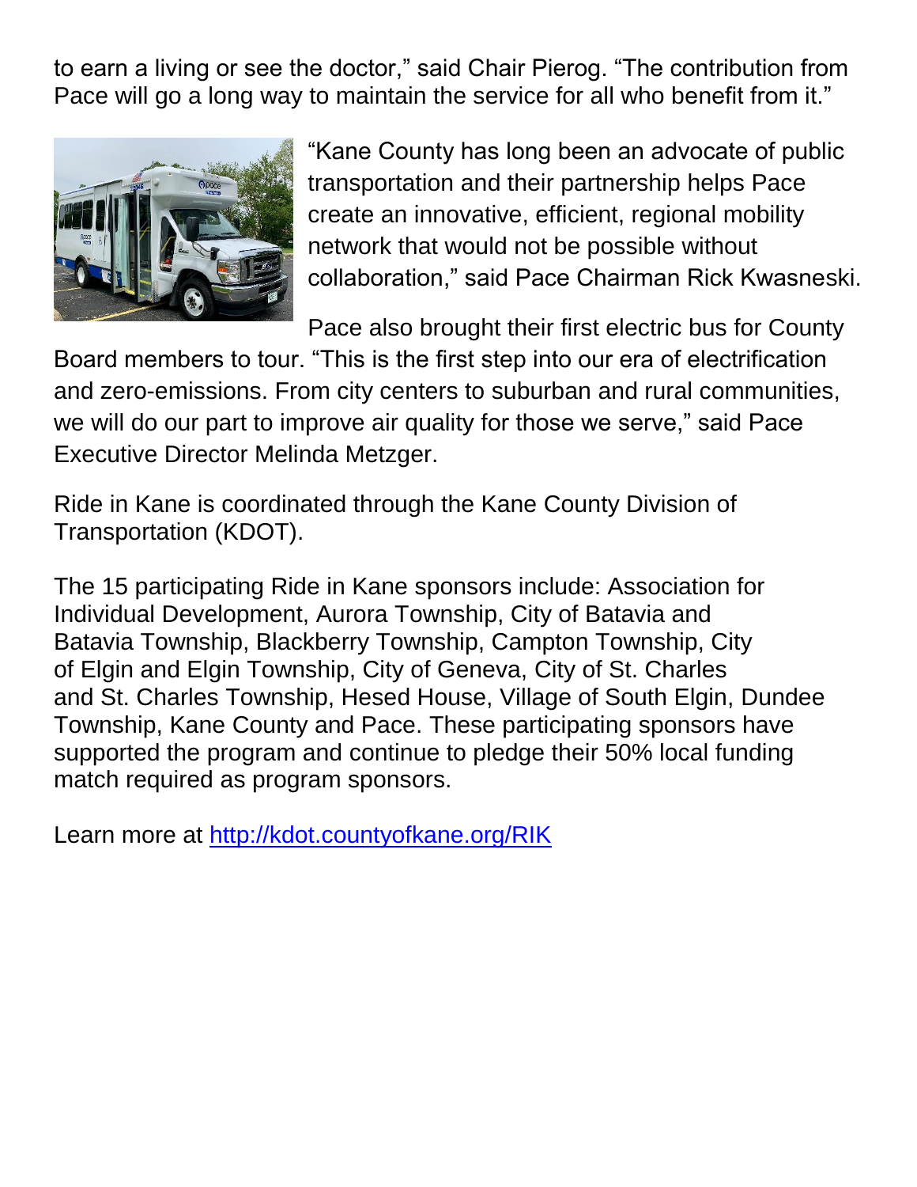to earn a living or see the doctor," said Chair Pierog. "The contribution from Pace will go a long way to maintain the service for all who benefit from it."

"Kane County has long been an advocate of public transportation and their partnership helps Pace create an innovative, efficient, regional mobility network that would not be possible without collaboration," said Pace Chairman Rick Kwasneski.

Pace also brought their first electric bus for County Board members to tour. "This is the first step into our era of electrification and zero-emissions. From city centers to suburban and rural communities, we will do our part to improve air quality for those we serve," said Pace Executive Director Melinda Metzger.

Ride in Kane is coordinated through the Kane County Division of Transportation (KDOT).

The 15 participating Ride in Kane sponsors include: Association for Individual Development, Aurora Township, City of Batavia and Batavia Township, Blackberry Township, Campton Township, City of Elgin and Elgin Township, City of Geneva, City of St. Charles and St. Charles Township, Hesed House, Village of South Elgin, Dundee Township, Kane County and Pace. These participating sponsors have supported the program and continue to pledge their 50% local funding match required as program sponsors.

Learn more at [http://kdot.countyofkane.org/RIK](http://kdot.countyofkane.org/RIK)